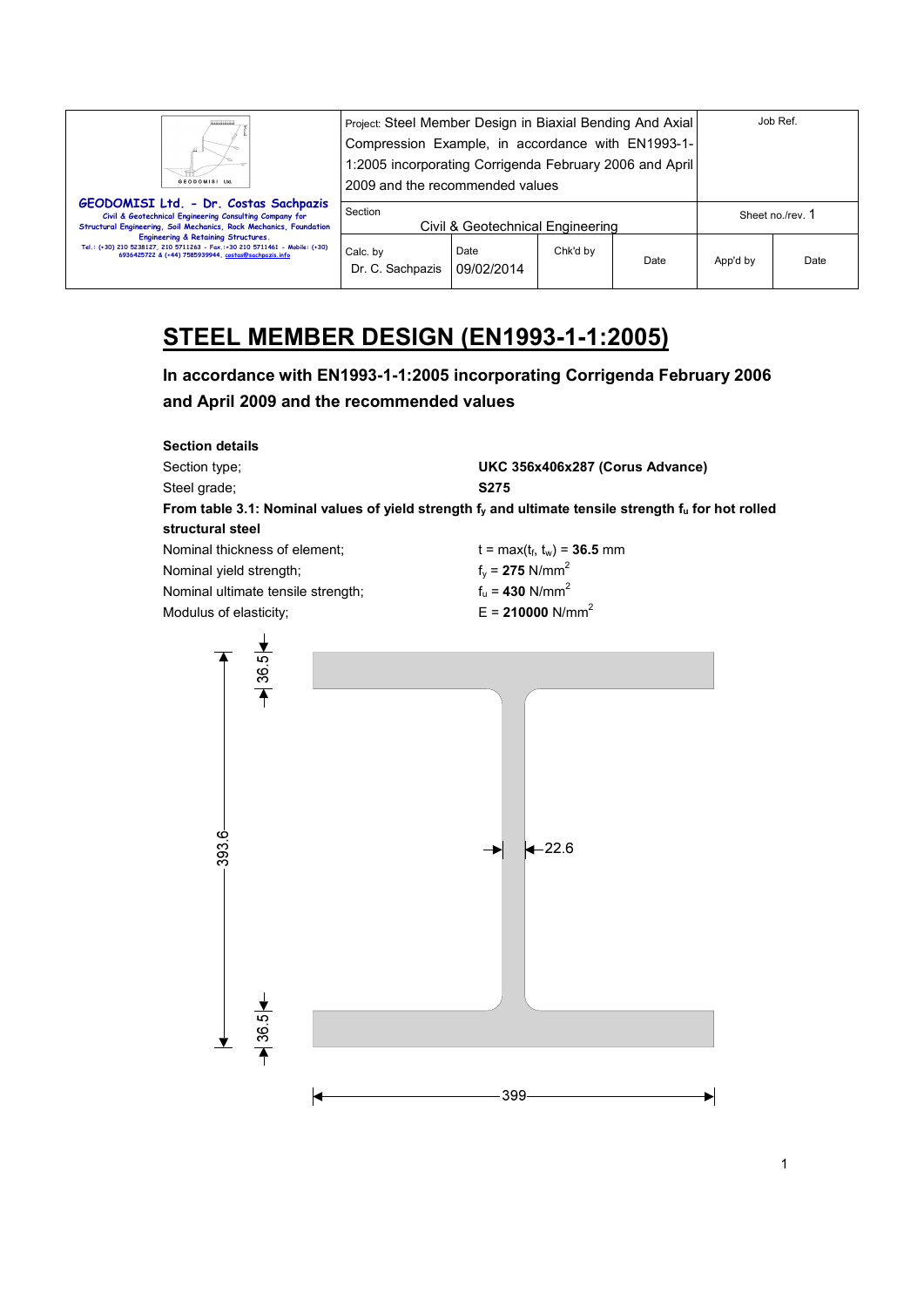| GEODOMISI Ltd. - Dr. Costas Sachpazis<br>Civil & Geotechnical Engineering Consulting Company for Structural Engineering, Soil Mechanics, Rock Mechanics, Foundation Engineering & Retaining Structures.<br>Tel.: (+30) 210 5238127, 210 5711263 - Fax.:+30 210 5711461 - Mobile: (+30) 6936425722 & (+44) 7585939944, costas@sachpazis.info | Project: Steel Member Design in Biaxial Bending And Axial Compression Example, in accordance with EN1993-1-1:2005 incorporating Corrigenda February 2006 and April 2009 and the recommended values | | | Job Ref. | |
|---|---|---|---|---|---|
| | Section<br>Civil & Geotechnical Engineering | | | Sheet no./rev. 1 | |
| | Calc. by<br>Dr. C. Sachpazis | Date<br>09/02/2014 | Chk'd by | Date | App'd by | Date |

# STEEL MEMBER DESIGN (EN1993-1-1:2005)

## In accordance with EN1993-1-1:2005 incorporating Corrigenda February 2006 and April 2009 and the recommended values

**Section details**

Section type; **UKC 356x406x287 (Corus Advance)**

Steel grade; **S275**

**From table 3.1: Nominal values of yield strength $f_y$ and ultimate tensile strength $f_u$ for hot rolled structural steel**

Nominal thickness of element; $t = \max(t_f, t_w)$ = **36.5** mm

Nominal yield strength; $f_y$ = **275** N/mm$^2$

Nominal ultimate tensile strength; $f_u$ = **430** N/mm$^2$

Modulus of elasticity; $E$ = **210000** N/mm$^2$

36.5

393.6

22.6

36.5

399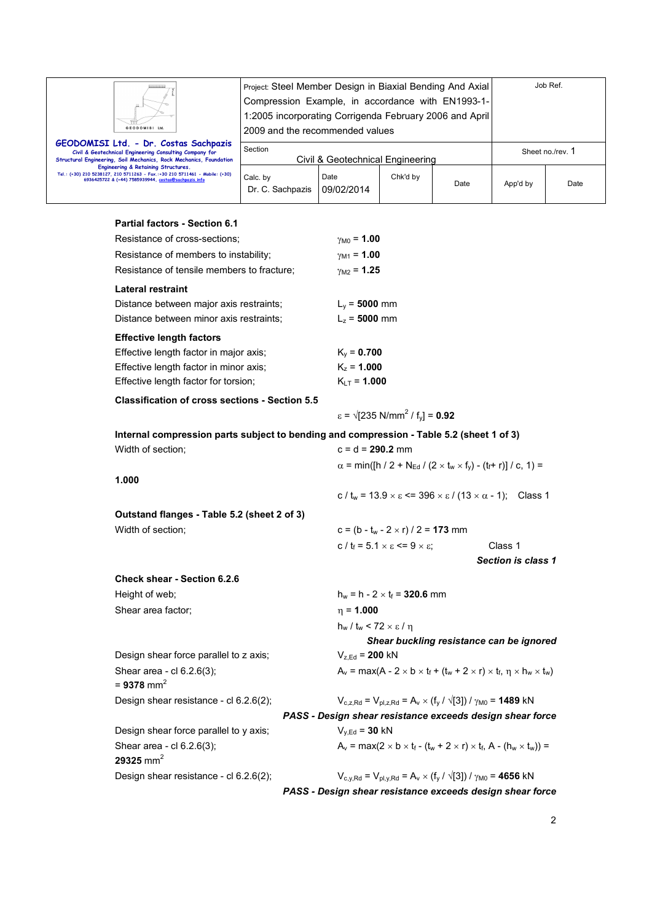**Partial factors - Section 6.1**

Resistance of cross-sections; $\gamma_{M0}$ = **1.00**

Resistance of members to instability; $\gamma_{M1}$ = **1.00**

Resistance of tensile members to fracture; $\gamma_{M2}$ = **1.25**

**Lateral restraint**

Distance between major axis restraints; $L_y$ = **5000** mm

Distance between minor axis restraints; $L_z$ = **5000** mm

**Effective length factors**

Effective length factor in major axis; $K_y$ = **0.700**

Effective length factor in minor axis; $K_z$ = **1.000**

Effective length factor for torsion; $K_{LT}$ = **1.000**

**Classification of cross sections - Section 5.5**

$\varepsilon = \sqrt{[235 \text{ N/mm}^2 / f_y]}$ = **0.92**

**Internal compression parts subject to bending and compression - Table 5.2 (sheet 1 of 3)**

Width of section; $c = d$ = **290.2** mm

$\alpha = \min([h / 2 + N_{Ed} / (2 \times t_w \times f_y) - (t_f + r)] / c, 1)$ = **1.000**

$c / t_w = 13.9 \times \varepsilon <= 396 \times \varepsilon / (13 \times \alpha - 1)$; Class 1

**Outstand flanges - Table 5.2 (sheet 2 of 3)**

Width of section; $c = (b - t_w - 2 \times r) / 2$ = **173** mm

$c / t_f = 5.1 \times \varepsilon <= 9 \times \varepsilon$; Class 1

***Section is class 1***

**Check shear - Section 6.2.6**

Height of web; $h_w = h - 2 \times t_f$ = **320.6** mm

Shear area factor; $\eta$ = **1.000**

$h_w / t_w < 72 \times \varepsilon / \eta$

***Shear buckling resistance can be ignored***

Design shear force parallel to z axis; $V_{z,Ed}$ = **200** kN

Shear area - cl 6.2.6(3); $A_v = \max(A - 2 \times b \times t_f + (t_w + 2 \times r) \times t_f, \eta \times h_w \times t_w)$ = **9378** mm$^2$

Design shear resistance - cl 6.2.6(2); $V_{c,z,Rd} = V_{pl,z,Rd} = A_v \times (f_y / \sqrt{[3]}) / \gamma_{M0}$ = **1489** kN

***PASS - Design shear resistance exceeds design shear force***

Design shear force parallel to y axis; $V_{y,Ed}$ = **30** kN

Shear area - cl 6.2.6(3); $A_v = \max(2 \times b \times t_f - (t_w + 2 \times r) \times t_f, A - (h_w \times t_w))$ = **29325** mm$^2$

Design shear resistance - cl 6.2.6(2); $V_{c,y,Rd} = V_{pl,y,Rd} = A_v \times (f_y / \sqrt{[3]}) / \gamma_{M0}$ = **4656** kN

***PASS - Design shear resistance exceeds design shear force***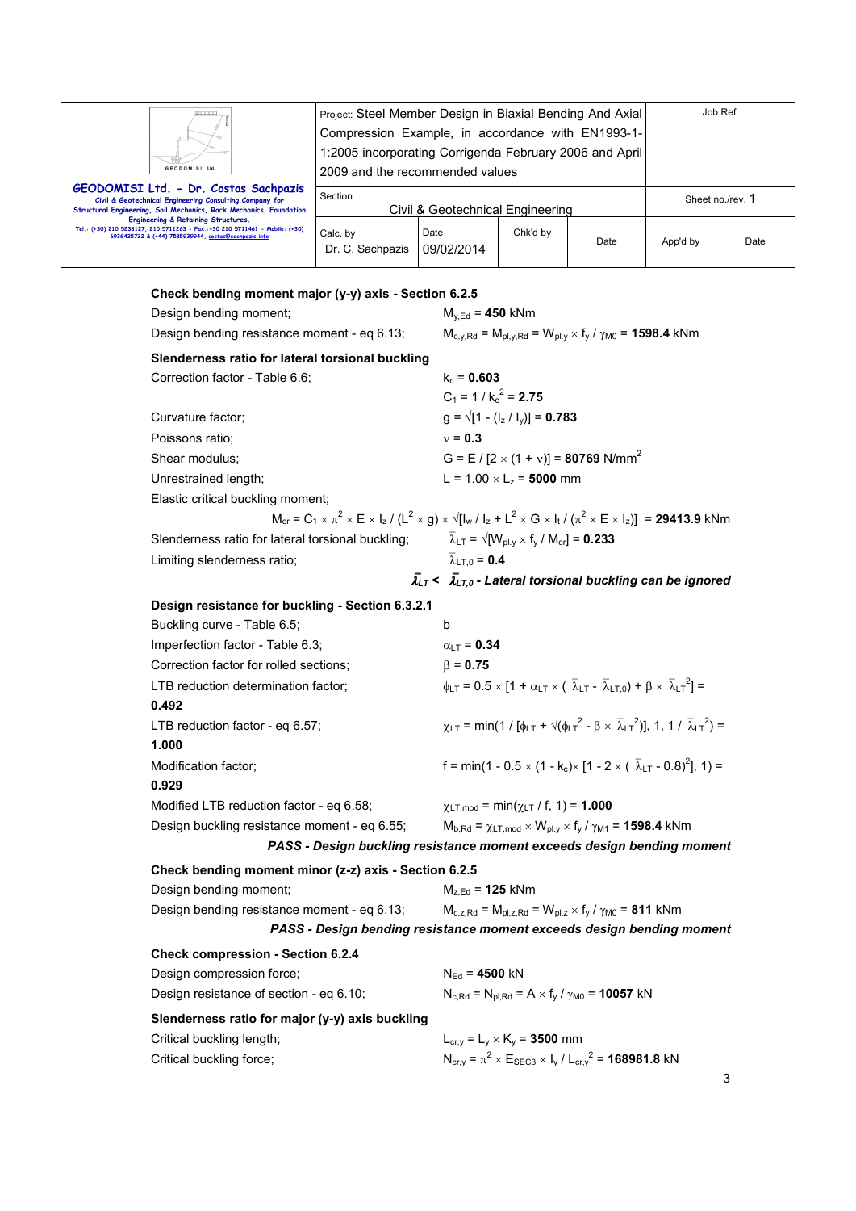### Check bending moment major (y-y) axis - Section 6.2.5

Design bending moment; $M_{y,Ed}$ = **450** kNm

Design bending resistance moment - eq 6.13; $M_{c,y,Rd} = M_{pl,y,Rd} = W_{pl.y} \times f_y / \gamma_{M0}$ = **1598.4** kNm

### Slenderness ratio for lateral torsional buckling

Correction factor - Table 6.6; $k_c$ = **0.603**

$C_1 = 1 / k_c^2$ = **2.75**

Curvature factor; $g = \sqrt{[1 - (I_z / I_y)]}$ = **0.783**

Poissons ratio; $\nu$ = **0.3**

Shear modulus; $G = E / [2 \times (1 + \nu)]$ = **80769** N/mm$^2$

Unrestrained length; $L = 1.00 \times L_z$ = **5000** mm

Elastic critical buckling moment;

$$M_{cr} = C_1 \times \pi^2 \times E \times I_z / (L^2 \times g) \times \sqrt{[I_w / I_z + L^2 \times G \times I_t / (\pi^2 \times E \times I_z)]} = \mathbf{29413.9} \text{ kNm}$$

Slenderness ratio for lateral torsional buckling; $\bar{\lambda}_{LT} = \sqrt{[W_{pl.y} \times f_y / M_{cr}]}$ = **0.233**

Limiting slenderness ratio; $\bar{\lambda}_{LT,0}$ = **0.4**

***$\bar{\lambda}_{LT} < \bar{\lambda}_{LT,0}$ - Lateral torsional buckling can be ignored***

### Design resistance for buckling - Section 6.3.2.1

Buckling curve - Table 6.5; b

Imperfection factor - Table 6.3; $\alpha_{LT}$ = **0.34**

Correction factor for rolled sections; $\beta$ = **0.75**

LTB reduction determination factor; $\phi_{LT} = 0.5 \times [1 + \alpha_{LT} \times (\bar{\lambda}_{LT} - \bar{\lambda}_{LT,0}) + \beta \times \bar{\lambda}_{LT}^2]$ = **0.492**

LTB reduction factor - eq 6.57; $\chi_{LT} = \min(1 / [\phi_{LT} + \sqrt{(\phi_{LT}^2 - \beta \times \bar{\lambda}_{LT}^2)}], 1, 1 / \bar{\lambda}_{LT}^2)$ = **1.000**

Modification factor; $f = \min(1 - 0.5 \times (1 - k_c) \times [1 - 2 \times (\bar{\lambda}_{LT} - 0.8)^2], 1)$ = **0.929**

Modified LTB reduction factor - eq 6.58; $\chi_{LT,mod} = \min(\chi_{LT} / f, 1)$ = **1.000**

Design buckling resistance moment - eq 6.55; $M_{b,Rd} = \chi_{LT,mod} \times W_{pl.y} \times f_y / \gamma_{M1}$ = **1598.4** kNm

***PASS - Design buckling resistance moment exceeds design bending moment***

### Check bending moment minor (z-z) axis - Section 6.2.5

Design bending moment; $M_{z,Ed}$ = **125** kNm

Design bending resistance moment - eq 6.13; $M_{c,z,Rd} = M_{pl,z,Rd} = W_{pl.z} \times f_y / \gamma_{M0}$ = **811** kNm

***PASS - Design bending resistance moment exceeds design bending moment***

### Check compression - Section 6.2.4

Design compression force; $N_{Ed}$ = **4500** kN

Design resistance of section - eq 6.10; $N_{c,Rd} = N_{pl,Rd} = A \times f_y / \gamma_{M0}$ = **10057** kN

### Slenderness ratio for major (y-y) axis buckling

Critical buckling length; $L_{cr,y} = L_y \times K_y$ = **3500** mm

Critical buckling force; $N_{cr,y} = \pi^2 \times E_{SEC3} \times I_y / L_{cr,y}^2$ = **168981.8** kN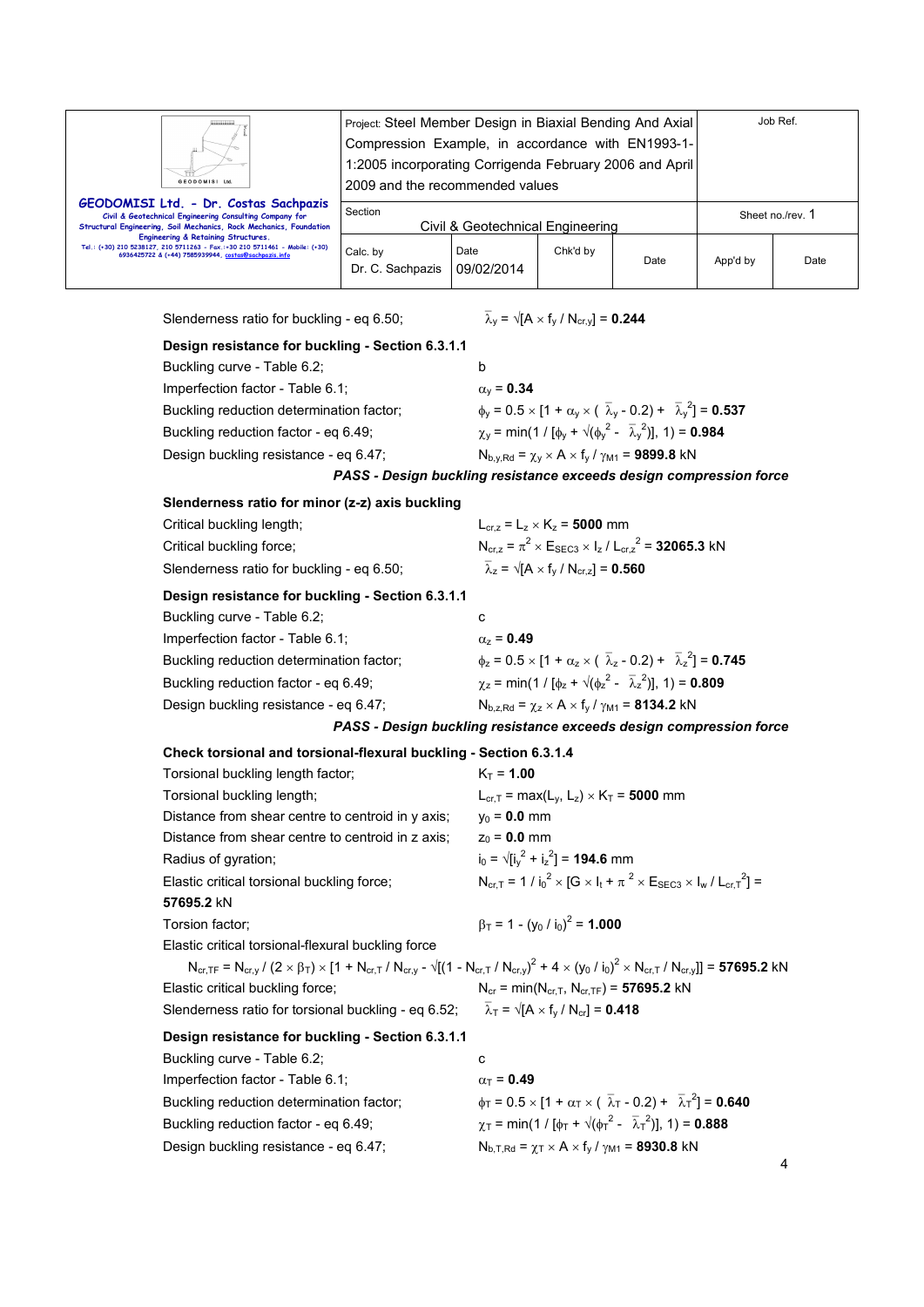Slenderness ratio for buckling - eq 6.50; $\bar{\lambda}_y = \sqrt{[A \times f_y / N_{cr,y}]} = \mathbf{0.244}$

**Design resistance for buckling - Section 6.3.1.1**

Buckling curve - Table 6.2; b

Imperfection factor - Table 6.1; $\alpha_y = \mathbf{0.34}$

Buckling reduction determination factor; $\phi_y = 0.5 \times [1 + \alpha_y \times (\bar{\lambda}_y - 0.2) + \bar{\lambda}_y^2] = \mathbf{0.537}$

Buckling reduction factor - eq 6.49; $\chi_y = \min(1 / [\phi_y + \sqrt{(\phi_y^2 - \bar{\lambda}_y^2)}], 1) = \mathbf{0.984}$

Design buckling resistance - eq 6.47; $N_{b,y,Rd} = \chi_y \times A \times f_y / \gamma_{M1} = \mathbf{9899.8}$ kN

***PASS - Design buckling resistance exceeds design compression force***

**Slenderness ratio for minor (z-z) axis buckling**

Critical buckling length; $L_{cr,z} = L_z \times K_z = \mathbf{5000}$ mm

Critical buckling force; $N_{cr,z} = \pi^2 \times E_{SEC3} \times I_z / L_{cr,z}^2 = \mathbf{32065.3}$ kN

Slenderness ratio for buckling - eq 6.50; $\bar{\lambda}_z = \sqrt{[A \times f_y / N_{cr,z}]} = \mathbf{0.560}$

**Design resistance for buckling - Section 6.3.1.1**

Buckling curve - Table 6.2; c

Imperfection factor - Table 6.1; $\alpha_z = \mathbf{0.49}$

Buckling reduction determination factor; $\phi_z = 0.5 \times [1 + \alpha_z \times (\bar{\lambda}_z - 0.2) + \bar{\lambda}_z^2] = \mathbf{0.745}$

Buckling reduction factor - eq 6.49; $\chi_z = \min(1 / [\phi_z + \sqrt{(\phi_z^2 - \bar{\lambda}_z^2)}], 1) = \mathbf{0.809}$

Design buckling resistance - eq 6.47; $N_{b,z,Rd} = \chi_z \times A \times f_y / \gamma_{M1} = \mathbf{8134.2}$ kN

***PASS - Design buckling resistance exceeds design compression force***

**Check torsional and torsional-flexural buckling - Section 6.3.1.4**

Torsional buckling length factor; $K_T = \mathbf{1.00}$

Torsional buckling length; $L_{cr,T} = \max(L_y, L_z) \times K_T = \mathbf{5000}$ mm

Distance from shear centre to centroid in y axis; $y_0 = \mathbf{0.0}$ mm

Distance from shear centre to centroid in z axis; $z_0 = \mathbf{0.0}$ mm

Radius of gyration; $i_0 = \sqrt{[i_y^2 + i_z^2]} = \mathbf{194.6}$ mm

Elastic critical torsional buckling force; $N_{cr,T} = 1 / i_0^2 \times [G \times I_t + \pi^2 \times E_{SEC3} \times I_w / L_{cr,T}^2] =$ **57695.2** kN

Torsion factor; $\beta_T = 1 - (y_0 / i_0)^2 = \mathbf{1.000}$

Elastic critical torsional-flexural buckling force

$$N_{cr,TF} = N_{cr,y} / (2 \times \beta_T) \times [1 + N_{cr,T} / N_{cr,y} - \sqrt{[(1 - N_{cr,T} / N_{cr,y})^2 + 4 \times (y_0 / i_0)^2 \times N_{cr,T} / N_{cr,y}]}] = \mathbf{57695.2} \text{ kN}$$

Elastic critical buckling force; $N_{cr} = \min(N_{cr,T}, N_{cr,TF}) = \mathbf{57695.2}$ kN

Slenderness ratio for torsional buckling - eq 6.52; $\bar{\lambda}_T = \sqrt{[A \times f_y / N_{cr}]} = \mathbf{0.418}$

**Design resistance for buckling - Section 6.3.1.1**

Buckling curve - Table 6.2; c

Imperfection factor - Table 6.1; $\alpha_T = \mathbf{0.49}$

Buckling reduction determination factor; $\phi_T = 0.5 \times [1 + \alpha_T \times (\bar{\lambda}_T - 0.2) + \bar{\lambda}_T^2] = \mathbf{0.640}$

Buckling reduction factor - eq 6.49; $\chi_T = \min(1 / [\phi_T + \sqrt{(\phi_T^2 - \bar{\lambda}_T^2)}], 1) = \mathbf{0.888}$

Design buckling resistance - eq 6.47; $N_{b,T,Rd} = \chi_T \times A \times f_y / \gamma_{M1} = \mathbf{8930.8}$ kN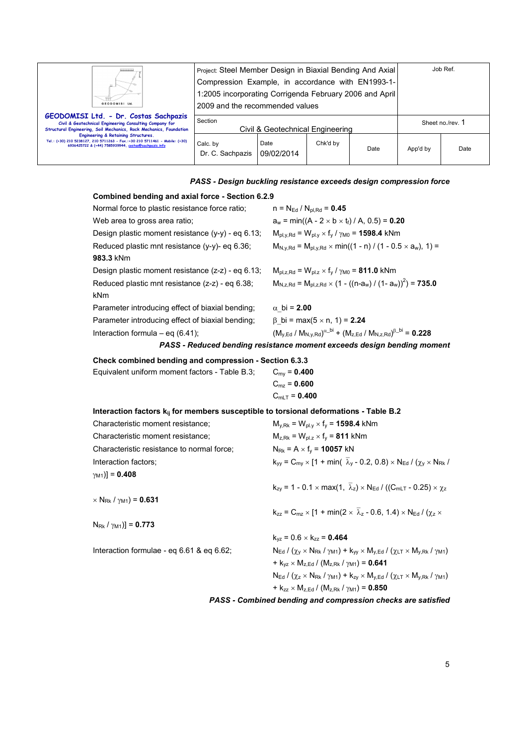*PASS - Design buckling resistance exceeds design compression force*

**Combined bending and axial force - Section 6.2.9**

Normal force to plastic resistance force ratio; $n = N_{Ed} / N_{pl,Rd}$ = **0.45**

Web area to gross area ratio; $a_w = \min((A - 2 \times b \times t_f) / A, 0.5)$ = **0.20**

Design plastic moment resistance (y-y) - eq 6.13; $M_{pl,y,Rd} = W_{pl.y} \times f_y / \gamma_{M0}$ = **1598.4** kNm

Reduced plastic mnt resistance (y-y)- eq 6.36; $M_{N,y,Rd} = M_{pl,y,Rd} \times \min((1 - n) / (1 - 0.5 \times a_w), 1)$ = **983.3** kNm

Design plastic moment resistance (z-z) - eq 6.13; $M_{pl,z,Rd} = W_{pl.z} \times f_y / \gamma_{M0}$ = **811.0** kNm

Reduced plastic mnt resistance (z-z) - eq 6.38; $M_{N,z,Rd} = M_{pl,z,Rd} \times (1 - ((n-a_w) / (1- a_w))^2)$ = **735.0** kNm

Parameter introducing effect of biaxial bending; $\alpha$_bi = **2.00**

Parameter introducing effect of biaxial bending; $\beta$_bi = max(5 × n, 1) = **2.24**

Interaction formula – eq (6.41); $(M_{y,Ed} / M_{N,y,Rd})^{\alpha\_bi} + (M_{z,Ed} / M_{N,z,Rd})^{\beta\_bi}$ = **0.228**

*PASS - Reduced bending resistance moment exceeds design bending moment*

**Check combined bending and compression - Section 6.3.3**

Equivalent uniform moment factors - Table B.3; $C_{my}$ = **0.400**

$C_{mz}$ = **0.600**

$C_{mLT}$ = **0.400**

**Interaction factors $k_{ij}$ for members susceptible to torsional deformations - Table B.2**

Characteristic moment resistance; $M_{y,Rk} = W_{pl.y} \times f_y$ = **1598.4** kNm

Characteristic moment resistance; $M_{z,Rk} = W_{pl.z} \times f_y$ = **811** kNm

Characteristic resistance to normal force; $N_{Rk} = A \times f_y$ = **10057** kN

Interaction factors; $k_{yy} = C_{my} \times [1 + \min(\bar{\lambda}_y - 0.2, 0.8) \times N_{Ed} / (\chi_y \times N_{Rk} / \gamma_{M1})]$ = **0.408**

$k_{zy} = 1 - 0.1 \times \max(1, \bar{\lambda}_z) \times N_{Ed} / ((C_{mLT} - 0.25) \times \chi_z \times N_{Rk} / \gamma_{M1})$ = **0.631**

$k_{zz} = C_{mz} \times [1 + \min(2 \times \bar{\lambda}_z - 0.6, 1.4) \times N_{Ed} / (\chi_z \times N_{Rk} / \gamma_{M1})]$ = **0.773**

$k_{yz} = 0.6 \times k_{zz}$ = **0.464**

Interaction formulae - eq 6.61 & eq 6.62; $N_{Ed} / (\chi_y \times N_{Rk} / \gamma_{M1}) + k_{yy} \times M_{y,Ed} / (\chi_{LT} \times M_{y,Rk} / \gamma_{M1}) + k_{yz} \times M_{z,Ed} / (M_{z,Rk} / \gamma_{M1})$ = **0.641**

$N_{Ed} / (\chi_z \times N_{Rk} / \gamma_{M1}) + k_{zy} \times M_{y,Ed} / (\chi_{LT} \times M_{y,Rk} / \gamma_{M1}) + k_{zz} \times M_{z,Ed} / (M_{z,Rk} / \gamma_{M1})$ = **0.850**

*PASS - Combined bending and compression checks are satisfied*